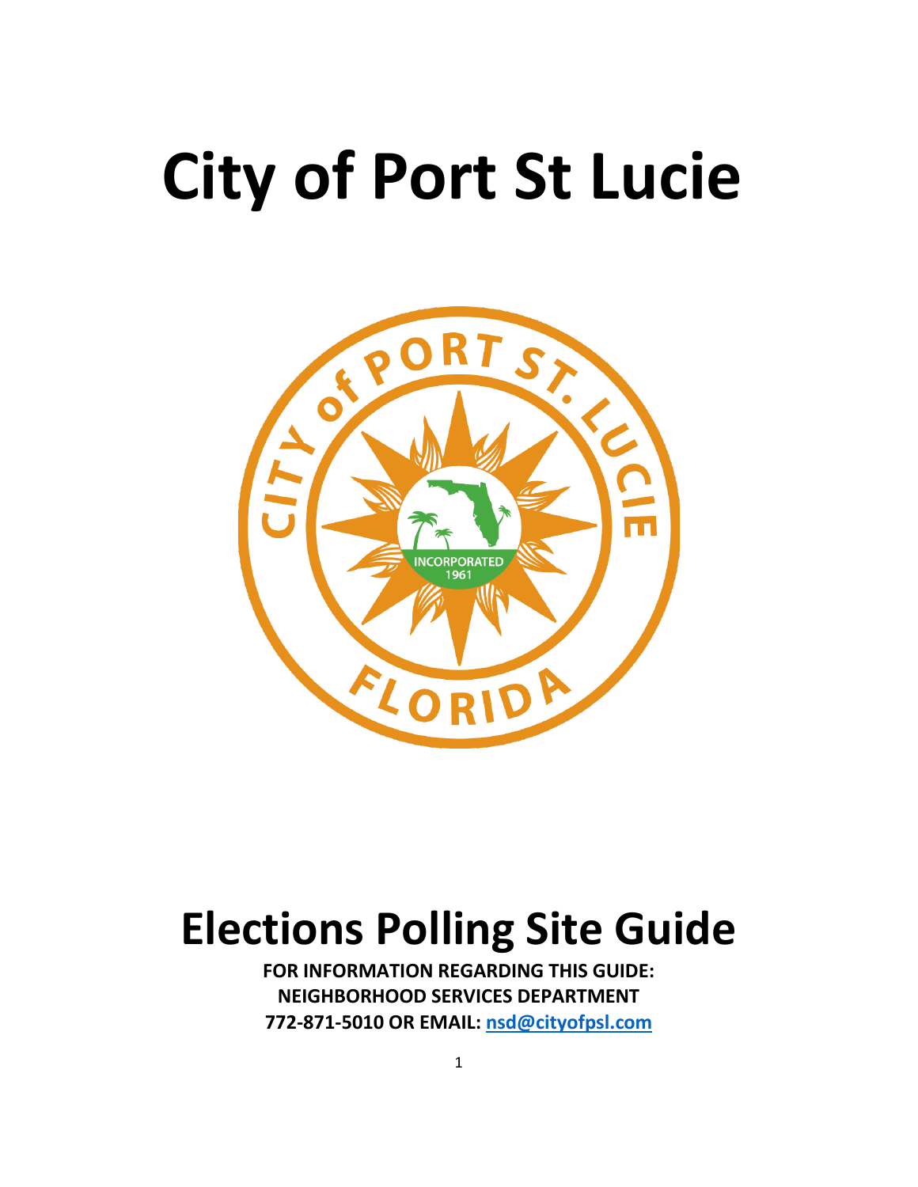# City of Port St Lucie

# Elections Polling Site Guide

**FOR INFORMATION REGARDING THIS GUIDE:**
**NEIGHBORHOOD SERVICES DEPARTMENT**
**772-871-5010 OR EMAIL: nsd@cityofpsl.com**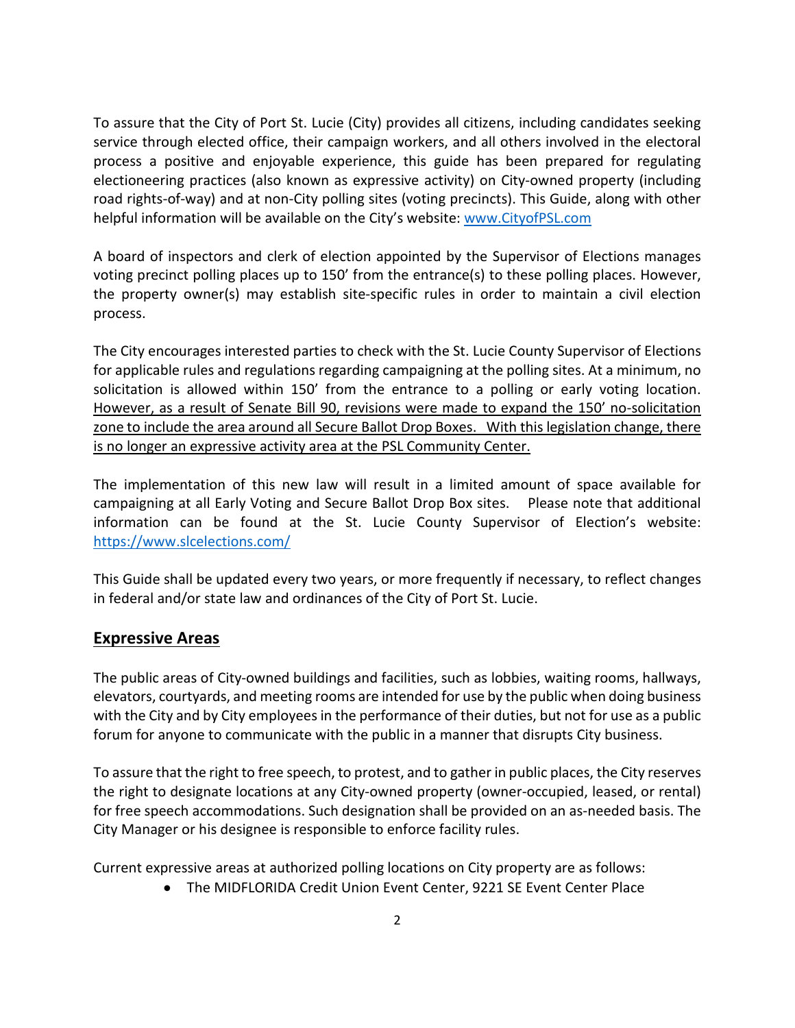To assure that the City of Port St. Lucie (City) provides all citizens, including candidates seeking service through elected office, their campaign workers, and all others involved in the electoral process a positive and enjoyable experience, this guide has been prepared for regulating electioneering practices (also known as expressive activity) on City-owned property (including road rights-of-way) and at non-City polling sites (voting precincts). This Guide, along with other helpful information will be available on the City's website: [www.CityofPSL.com](www.CityofPSL.com)

A board of inspectors and clerk of election appointed by the Supervisor of Elections manages voting precinct polling places up to 150' from the entrance(s) to these polling places. However, the property owner(s) may establish site-specific rules in order to maintain a civil election process.

The City encourages interested parties to check with the St. Lucie County Supervisor of Elections for applicable rules and regulations regarding campaigning at the polling sites. At a minimum, no solicitation is allowed within 150' from the entrance to a polling or early voting location. <u>However, as a result of Senate Bill 90, revisions were made to expand the 150' no-solicitation zone to include the area around all Secure Ballot Drop Boxes. With this legislation change, there is no longer an expressive activity area at the PSL Community Center.</u>

The implementation of this new law will result in a limited amount of space available for campaigning at all Early Voting and Secure Ballot Drop Box sites. Please note that additional information can be found at the St. Lucie County Supervisor of Election's website: [https://www.slcelections.com/](https://www.slcelections.com/)

This Guide shall be updated every two years, or more frequently if necessary, to reflect changes in federal and/or state law and ordinances of the City of Port St. Lucie.

## Expressive Areas

The public areas of City-owned buildings and facilities, such as lobbies, waiting rooms, hallways, elevators, courtyards, and meeting rooms are intended for use by the public when doing business with the City and by City employees in the performance of their duties, but not for use as a public forum for anyone to communicate with the public in a manner that disrupts City business.

To assure that the right to free speech, to protest, and to gather in public places, the City reserves the right to designate locations at any City-owned property (owner-occupied, leased, or rental) for free speech accommodations. Such designation shall be provided on an as-needed basis. The City Manager or his designee is responsible to enforce facility rules.

Current expressive areas at authorized polling locations on City property are as follows:

- The MIDFLORIDA Credit Union Event Center, 9221 SE Event Center Place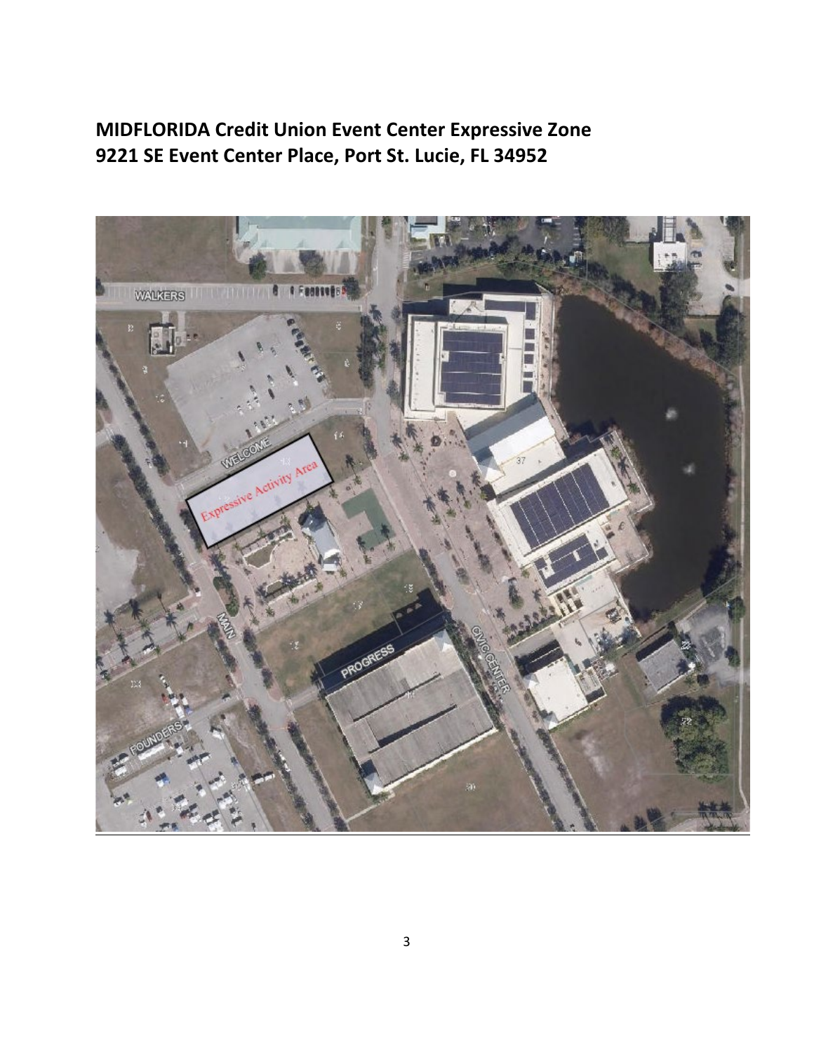# MIDFLORIDA Credit Union Event Center Expressive Zone
# 9221 SE Event Center Place, Port St. Lucie, FL 34952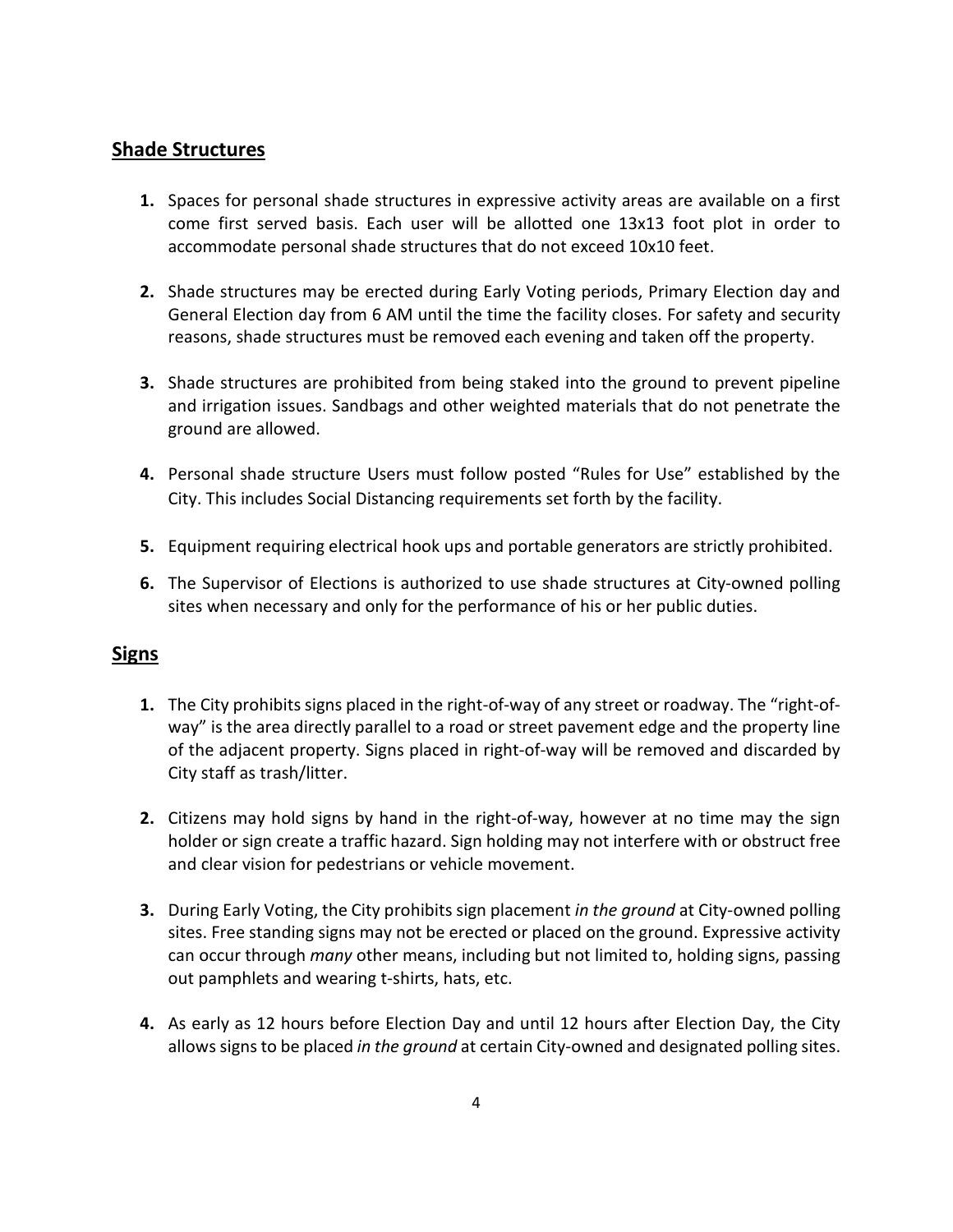## Shade Structures

1. Spaces for personal shade structures in expressive activity areas are available on a first come first served basis. Each user will be allotted one 13x13 foot plot in order to accommodate personal shade structures that do not exceed 10x10 feet.

2. Shade structures may be erected during Early Voting periods, Primary Election day and General Election day from 6 AM until the time the facility closes. For safety and security reasons, shade structures must be removed each evening and taken off the property.

3. Shade structures are prohibited from being staked into the ground to prevent pipeline and irrigation issues. Sandbags and other weighted materials that do not penetrate the ground are allowed.

4. Personal shade structure Users must follow posted "Rules for Use" established by the City. This includes Social Distancing requirements set forth by the facility.

5. Equipment requiring electrical hook ups and portable generators are strictly prohibited.

6. The Supervisor of Elections is authorized to use shade structures at City-owned polling sites when necessary and only for the performance of his or her public duties.

## Signs

1. The City prohibits signs placed in the right-of-way of any street or roadway. The "right-of-way" is the area directly parallel to a road or street pavement edge and the property line of the adjacent property. Signs placed in right-of-way will be removed and discarded by City staff as trash/litter.

2. Citizens may hold signs by hand in the right-of-way, however at no time may the sign holder or sign create a traffic hazard. Sign holding may not interfere with or obstruct free and clear vision for pedestrians or vehicle movement.

3. During Early Voting, the City prohibits sign placement *in the ground* at City-owned polling sites. Free standing signs may not be erected or placed on the ground. Expressive activity can occur through *many* other means, including but not limited to, holding signs, passing out pamphlets and wearing t-shirts, hats, etc.

4. As early as 12 hours before Election Day and until 12 hours after Election Day, the City allows signs to be placed *in the ground* at certain City-owned and designated polling sites.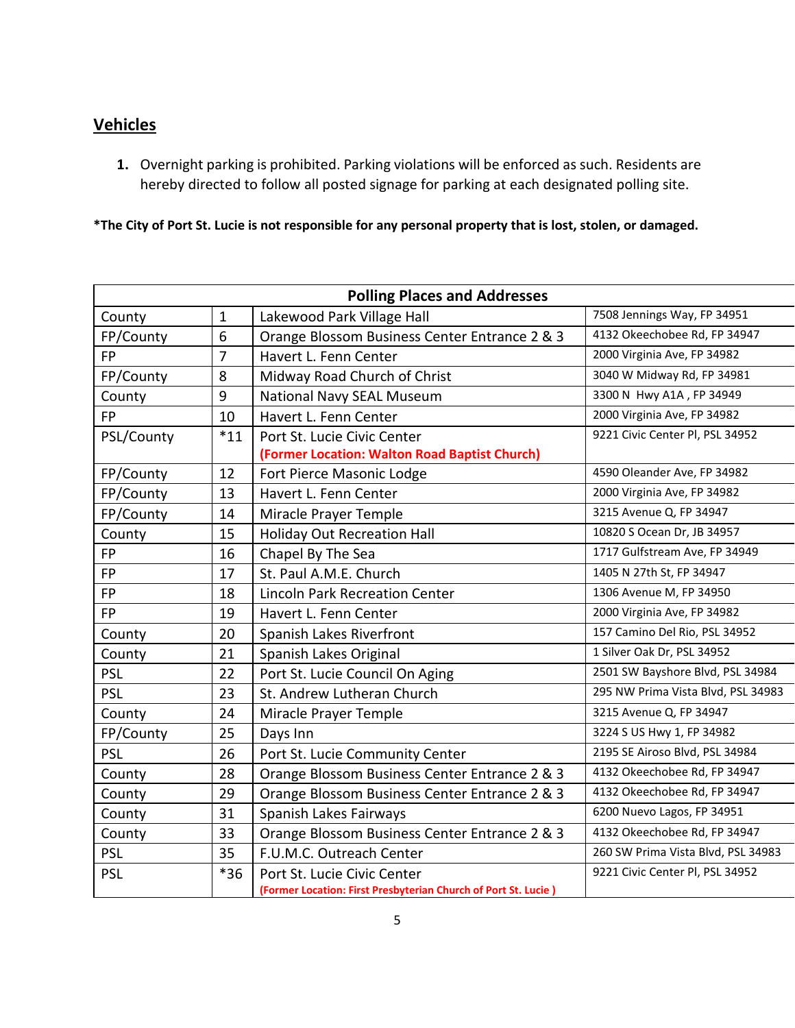## Vehicles

1. Overnight parking is prohibited. Parking violations will be enforced as such. Residents are hereby directed to follow all posted signage for parking at each designated polling site.

***The City of Port St. Lucie is not responsible for any personal property that is lost, stolen, or damaged.**

| **Polling Places and Addresses** | | | |
|---|---|---|---|
| County | 1 | Lakewood Park Village Hall | 7508 Jennings Way, FP 34951 |
| FP/County | 6 | Orange Blossom Business Center Entrance 2 & 3 | 4132 Okeechobee Rd, FP 34947 |
| FP | 7 | Havert L. Fenn Center | 2000 Virginia Ave, FP 34982 |
| FP/County | 8 | Midway Road Church of Christ | 3040 W Midway Rd, FP 34981 |
| County | 9 | National Navy SEAL Museum | 3300 N Hwy A1A , FP 34949 |
| FP | 10 | Havert L. Fenn Center | 2000 Virginia Ave, FP 34982 |
| PSL/County | *11 | Port St. Lucie Civic Center **(Former Location: Walton Road Baptist Church)** | 9221 Civic Center Pl, PSL 34952 |
| FP/County | 12 | Fort Pierce Masonic Lodge | 4590 Oleander Ave, FP 34982 |
| FP/County | 13 | Havert L. Fenn Center | 2000 Virginia Ave, FP 34982 |
| FP/County | 14 | Miracle Prayer Temple | 3215 Avenue Q, FP 34947 |
| County | 15 | Holiday Out Recreation Hall | 10820 S Ocean Dr, JB 34957 |
| FP | 16 | Chapel By The Sea | 1717 Gulfstream Ave, FP 34949 |
| FP | 17 | St. Paul A.M.E. Church | 1405 N 27th St, FP 34947 |
| FP | 18 | Lincoln Park Recreation Center | 1306 Avenue M, FP 34950 |
| FP | 19 | Havert L. Fenn Center | 2000 Virginia Ave, FP 34982 |
| County | 20 | Spanish Lakes Riverfront | 157 Camino Del Rio, PSL 34952 |
| County | 21 | Spanish Lakes Original | 1 Silver Oak Dr, PSL 34952 |
| PSL | 22 | Port St. Lucie Council On Aging | 2501 SW Bayshore Blvd, PSL 34984 |
| PSL | 23 | St. Andrew Lutheran Church | 295 NW Prima Vista Blvd, PSL 34983 |
| County | 24 | Miracle Prayer Temple | 3215 Avenue Q, FP 34947 |
| FP/County | 25 | Days Inn | 3224 S US Hwy 1, FP 34982 |
| PSL | 26 | Port St. Lucie Community Center | 2195 SE Airoso Blvd, PSL 34984 |
| County | 28 | Orange Blossom Business Center Entrance 2 & 3 | 4132 Okeechobee Rd, FP 34947 |
| County | 29 | Orange Blossom Business Center Entrance 2 & 3 | 4132 Okeechobee Rd, FP 34947 |
| County | 31 | Spanish Lakes Fairways | 6200 Nuevo Lagos, FP 34951 |
| County | 33 | Orange Blossom Business Center Entrance 2 & 3 | 4132 Okeechobee Rd, FP 34947 |
| PSL | 35 | F.U.M.C. Outreach Center | 260 SW Prima Vista Blvd, PSL 34983 |
| PSL | *36 | Port St. Lucie Civic Center **(Former Location: First Presbyterian Church of Port St. Lucie )** | 9221 Civic Center Pl, PSL 34952 |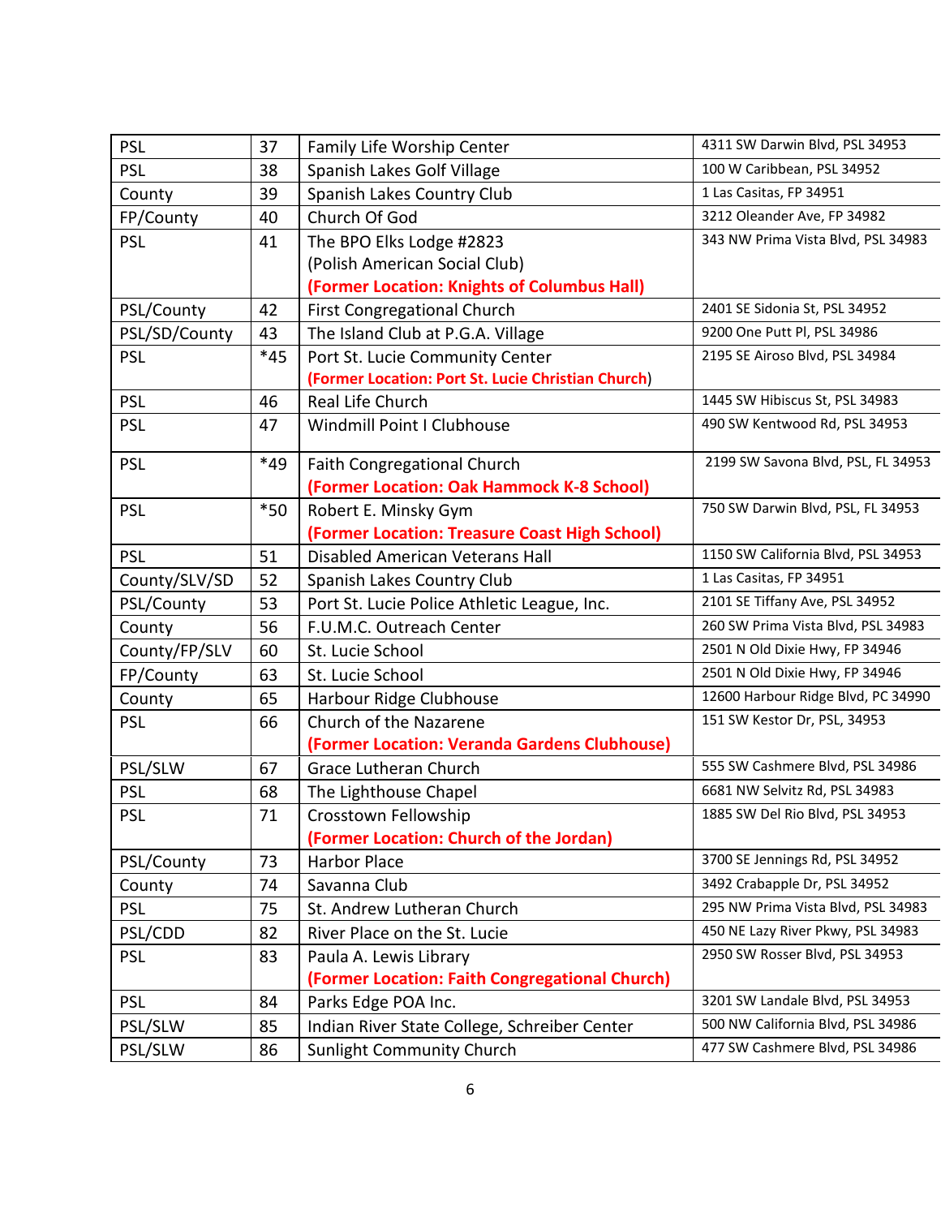| PSL | 37 | Family Life Worship Center | 4311 SW Darwin Blvd, PSL 34953 |
|---|---|---|---|
| PSL | 38 | Spanish Lakes Golf Village | 100 W Caribbean, PSL 34952 |
| County | 39 | Spanish Lakes Country Club | 1 Las Casitas, FP 34951 |
| FP/County | 40 | Church Of God | 3212 Oleander Ave, FP 34982 |
| PSL | 41 | The BPO Elks Lodge #2823 (Polish American Social Club) **(Former Location: Knights of Columbus Hall)** | 343 NW Prima Vista Blvd, PSL 34983 |
| PSL/County | 42 | First Congregational Church | 2401 SE Sidonia St, PSL 34952 |
| PSL/SD/County | 43 | The Island Club at P.G.A. Village | 9200 One Putt Pl, PSL 34986 |
| PSL | *45 | Port St. Lucie Community Center **(Former Location: Port St. Lucie Christian Church)** | 2195 SE Airoso Blvd, PSL 34984 |
| PSL | 46 | Real Life Church | 1445 SW Hibiscus St, PSL 34983 |
| PSL | 47 | Windmill Point I Clubhouse | 490 SW Kentwood Rd, PSL 34953 |
| PSL | *49 | Faith Congregational Church **(Former Location: Oak Hammock K-8 School)** | 2199 SW Savona Blvd, PSL, FL 34953 |
| PSL | *50 | Robert E. Minsky Gym **(Former Location: Treasure Coast High School)** | 750 SW Darwin Blvd, PSL, FL 34953 |
| PSL | 51 | Disabled American Veterans Hall | 1150 SW California Blvd, PSL 34953 |
| County/SLV/SD | 52 | Spanish Lakes Country Club | 1 Las Casitas, FP 34951 |
| PSL/County | 53 | Port St. Lucie Police Athletic League, Inc. | 2101 SE Tiffany Ave, PSL 34952 |
| County | 56 | F.U.M.C. Outreach Center | 260 SW Prima Vista Blvd, PSL 34983 |
| County/FP/SLV | 60 | St. Lucie School | 2501 N Old Dixie Hwy, FP 34946 |
| FP/County | 63 | St. Lucie School | 2501 N Old Dixie Hwy, FP 34946 |
| County | 65 | Harbour Ridge Clubhouse | 12600 Harbour Ridge Blvd, PC 34990 |
| PSL | 66 | Church of the Nazarene **(Former Location: Veranda Gardens Clubhouse)** | 151 SW Kestor Dr, PSL, 34953 |
| PSL/SLW | 67 | Grace Lutheran Church | 555 SW Cashmere Blvd, PSL 34986 |
| PSL | 68 | The Lighthouse Chapel | 6681 NW Selvitz Rd, PSL 34983 |
| PSL | 71 | Crosstown Fellowship **(Former Location: Church of the Jordan)** | 1885 SW Del Rio Blvd, PSL 34953 |
| PSL/County | 73 | Harbor Place | 3700 SE Jennings Rd, PSL 34952 |
| County | 74 | Savanna Club | 3492 Crabapple Dr, PSL 34952 |
| PSL | 75 | St. Andrew Lutheran Church | 295 NW Prima Vista Blvd, PSL 34983 |
| PSL/CDD | 82 | River Place on the St. Lucie | 450 NE Lazy River Pkwy, PSL 34983 |
| PSL | 83 | Paula A. Lewis Library **(Former Location: Faith Congregational Church)** | 2950 SW Rosser Blvd, PSL 34953 |
| PSL | 84 | Parks Edge POA Inc. | 3201 SW Landale Blvd, PSL 34953 |
| PSL/SLW | 85 | Indian River State College, Schreiber Center | 500 NW California Blvd, PSL 34986 |
| PSL/SLW | 86 | Sunlight Community Church | 477 SW Cashmere Blvd, PSL 34986 |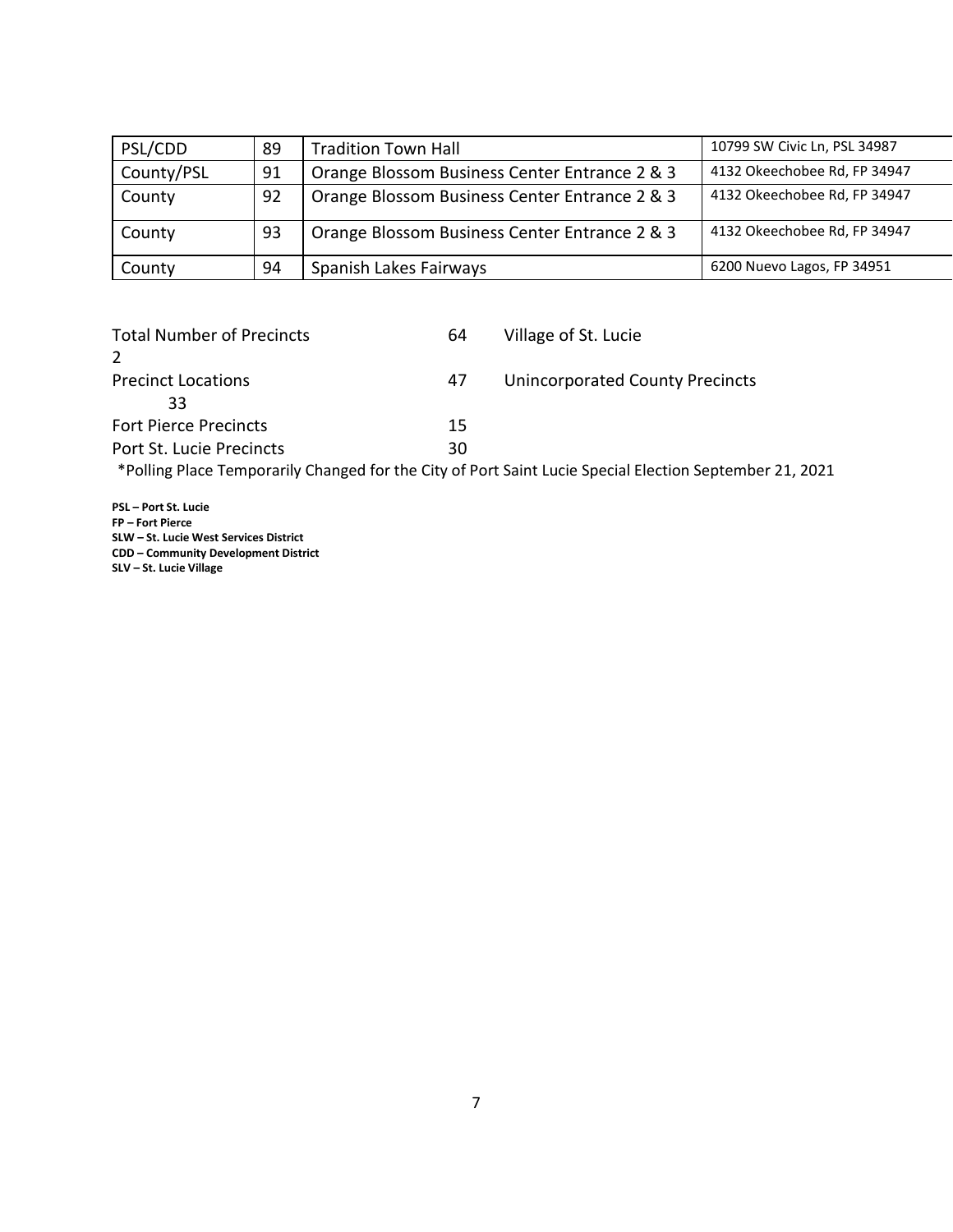| | | | |
|---|---|---|---|
| PSL/CDD | 89 | Tradition Town Hall | 10799 SW Civic Ln, PSL 34987 |
| County/PSL | 91 | Orange Blossom Business Center Entrance 2 & 3 | 4132 Okeechobee Rd, FP 34947 |
| County | 92 | Orange Blossom Business Center Entrance 2 & 3 | 4132 Okeechobee Rd, FP 34947 |
| County | 93 | Orange Blossom Business Center Entrance 2 & 3 | 4132 Okeechobee Rd, FP 34947 |
| County | 94 | Spanish Lakes Fairways | 6200 Nuevo Lagos, FP 34951 |

| | | | |
|---|---|---|---|
| Total Number of Precincts | 64 | Village of St. Lucie | 2 |
| Precinct Locations | 47 | Unincorporated County Precincts | 33 |
| Fort Pierce Precincts | 15 | | |
| Port St. Lucie Precincts | 30 | | |

*Polling Place Temporarily Changed for the City of Port Saint Lucie Special Election September 21, 2021

**PSL – Port St. Lucie**
**FP – Fort Pierce**
**SLW – St. Lucie West Services District**
**CDD – Community Development District**
**SLV – St. Lucie Village**